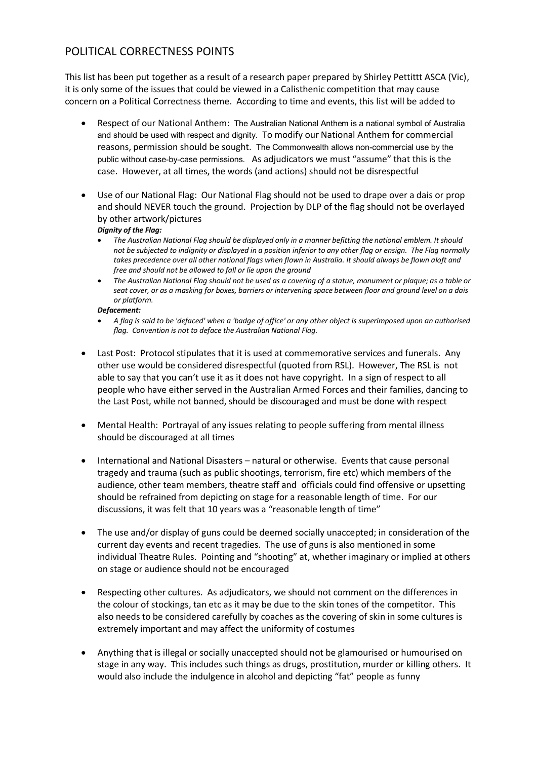## POLITICAL CORRECTNESS POINTS

This list has been put together as a result of a research paper prepared by Shirley Pettittt ASCA (Vic), it is only some of the issues that could be viewed in a Calisthenic competition that may cause concern on a Political Correctness theme. According to time and events, this list will be added to

- Respect of our National Anthem: The Australian National Anthem is a national symbol of Australia and should be used with respect and dignity. To modify our National Anthem for commercial reasons, permission should be sought. The Commonwealth allows non-commercial use by the public without case-by-case permissions. As adjudicators we must "assume" that this is the case. However, at all times, the words (and actions) should not be disrespectful

- Use of our National Flag: Our National Flag should not be used to drape over a dais or prop and should NEVER touch the ground. Projection by DLP of the flag should not be overlayed by other artwork/pictures
  ***Dignity of the Flag:***
  - *The Australian National Flag should be displayed only in a manner befitting the national emblem. It should not be subjected to indignity or displayed in a position inferior to any other flag or ensign. The Flag normally takes precedence over all other national flags when flown in Australia. It should always be flown aloft and free and should not be allowed to fall or lie upon the ground*
  - *The Australian National Flag should not be used as a covering of a statue, monument or plaque; as a table or seat cover, or as a masking for boxes, barriers or intervening space between floor and ground level on a dais or platform.*

  ***Defacement:***
  - *A flag is said to be 'defaced' when a 'badge of office' or any other object is superimposed upon an authorised flag. Convention is not to deface the Australian National Flag.*

- Last Post: Protocol stipulates that it is used at commemorative services and funerals. Any other use would be considered disrespectful (quoted from RSL). However, The RSL is not able to say that you can't use it as it does not have copyright. In a sign of respect to all people who have either served in the Australian Armed Forces and their families, dancing to the Last Post, while not banned, should be discouraged and must be done with respect

- Mental Health: Portrayal of any issues relating to people suffering from mental illness should be discouraged at all times

- International and National Disasters – natural or otherwise. Events that cause personal tragedy and trauma (such as public shootings, terrorism, fire etc) which members of the audience, other team members, theatre staff and officials could find offensive or upsetting should be refrained from depicting on stage for a reasonable length of time. For our discussions, it was felt that 10 years was a "reasonable length of time"

- The use and/or display of guns could be deemed socially unaccepted; in consideration of the current day events and recent tragedies. The use of guns is also mentioned in some individual Theatre Rules. Pointing and "shooting" at, whether imaginary or implied at others on stage or audience should not be encouraged

- Respecting other cultures. As adjudicators, we should not comment on the differences in the colour of stockings, tan etc as it may be due to the skin tones of the competitor. This also needs to be considered carefully by coaches as the covering of skin in some cultures is extremely important and may affect the uniformity of costumes

- Anything that is illegal or socially unaccepted should not be glamourised or humourised on stage in any way. This includes such things as drugs, prostitution, murder or killing others. It would also include the indulgence in alcohol and depicting "fat" people as funny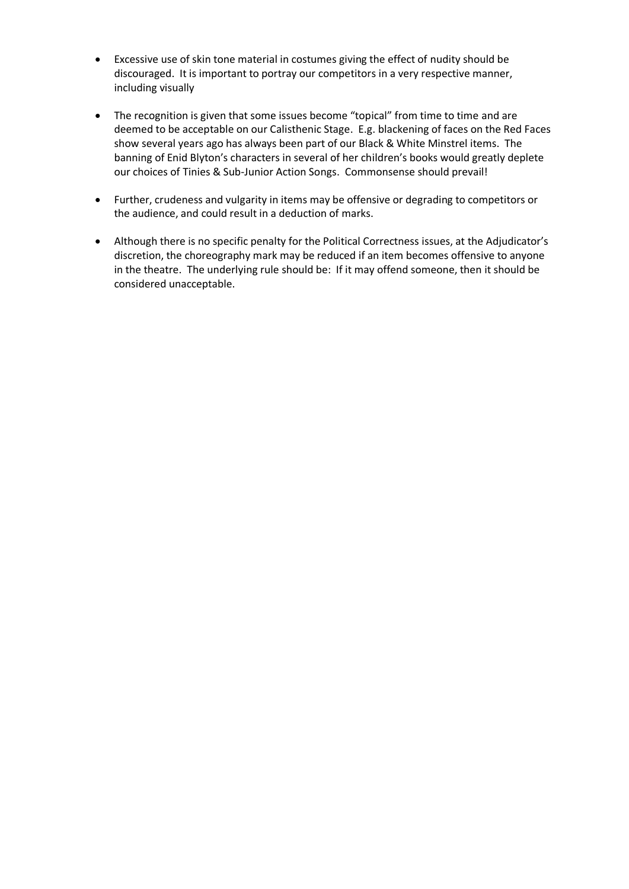- Excessive use of skin tone material in costumes giving the effect of nudity should be discouraged. It is important to portray our competitors in a very respective manner, including visually

- The recognition is given that some issues become "topical" from time to time and are deemed to be acceptable on our Calisthenic Stage. E.g. blackening of faces on the Red Faces show several years ago has always been part of our Black & White Minstrel items. The banning of Enid Blyton's characters in several of her children's books would greatly deplete our choices of Tinies & Sub-Junior Action Songs. Commonsense should prevail!

- Further, crudeness and vulgarity in items may be offensive or degrading to competitors or the audience, and could result in a deduction of marks.

- Although there is no specific penalty for the Political Correctness issues, at the Adjudicator's discretion, the choreography mark may be reduced if an item becomes offensive to anyone in the theatre. The underlying rule should be: If it may offend someone, then it should be considered unacceptable.